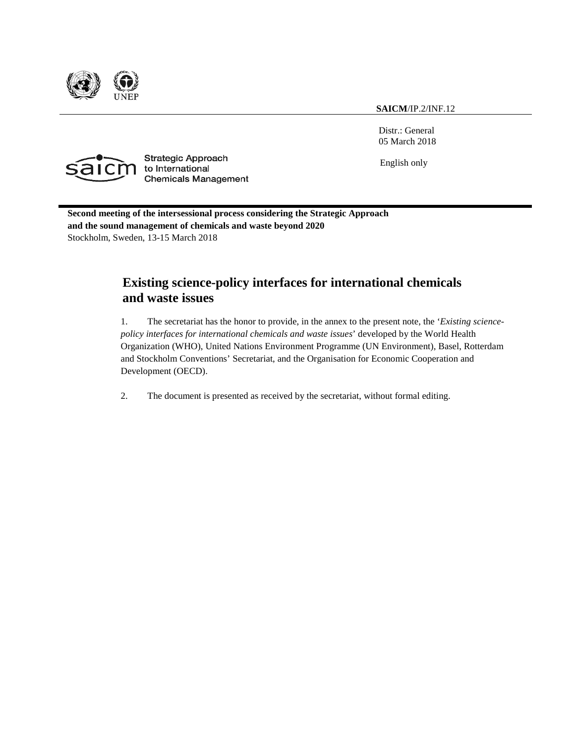**SAICM**/IP.2/INF.12

Distr.: General
05 March 2018

English only

Strategic Approach to International Chemicals Management

**Second meeting of the intersessional process considering the Strategic Approach and the sound management of chemicals and waste beyond 2020**
Stockholm, Sweden, 13-15 March 2018

# Existing science-policy interfaces for international chemicals and waste issues

1. The secretariat has the honor to provide, in the annex to the present note, the '*Existing science-policy interfaces for international chemicals and waste issues*' developed by the World Health Organization (WHO), United Nations Environment Programme (UN Environment), Basel, Rotterdam and Stockholm Conventions' Secretariat, and the Organisation for Economic Cooperation and Development (OECD).

2. The document is presented as received by the secretariat, without formal editing.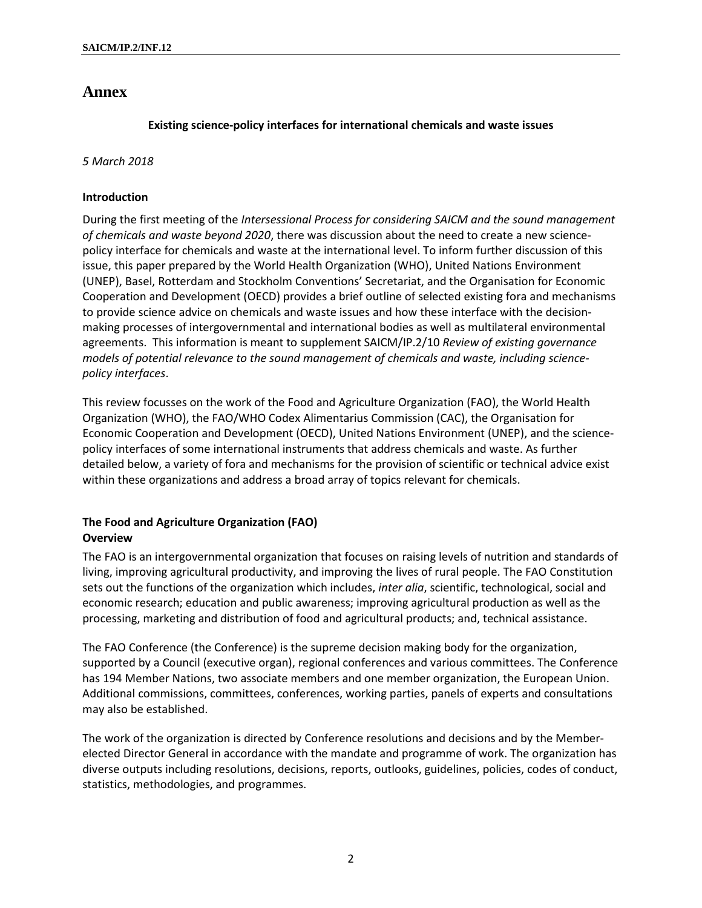# Annex

**Existing science-policy interfaces for international chemicals and waste issues**

*5 March 2018*

**Introduction**

During the first meeting of the *Intersessional Process for considering SAICM and the sound management of chemicals and waste beyond 2020*, there was discussion about the need to create a new science-policy interface for chemicals and waste at the international level. To inform further discussion of this issue, this paper prepared by the World Health Organization (WHO), United Nations Environment (UNEP), Basel, Rotterdam and Stockholm Conventions' Secretariat, and the Organisation for Economic Cooperation and Development (OECD) provides a brief outline of selected existing fora and mechanisms to provide science advice on chemicals and waste issues and how these interface with the decision-making processes of intergovernmental and international bodies as well as multilateral environmental agreements. This information is meant to supplement SAICM/IP.2/10 *Review of existing governance models of potential relevance to the sound management of chemicals and waste, including science-policy interfaces*.

This review focusses on the work of the Food and Agriculture Organization (FAO), the World Health Organization (WHO), the FAO/WHO Codex Alimentarius Commission (CAC), the Organisation for Economic Cooperation and Development (OECD), United Nations Environment (UNEP), and the science-policy interfaces of some international instruments that address chemicals and waste. As further detailed below, a variety of fora and mechanisms for the provision of scientific or technical advice exist within these organizations and address a broad array of topics relevant for chemicals.

**The Food and Agriculture Organization (FAO)**
**Overview**

The FAO is an intergovernmental organization that focuses on raising levels of nutrition and standards of living, improving agricultural productivity, and improving the lives of rural people. The FAO Constitution sets out the functions of the organization which includes, *inter alia*, scientific, technological, social and economic research; education and public awareness; improving agricultural production as well as the processing, marketing and distribution of food and agricultural products; and, technical assistance.

The FAO Conference (the Conference) is the supreme decision making body for the organization, supported by a Council (executive organ), regional conferences and various committees. The Conference has 194 Member Nations, two associate members and one member organization, the European Union. Additional commissions, committees, conferences, working parties, panels of experts and consultations may also be established.

The work of the organization is directed by Conference resolutions and decisions and by the Member-elected Director General in accordance with the mandate and programme of work. The organization has diverse outputs including resolutions, decisions, reports, outlooks, guidelines, policies, codes of conduct, statistics, methodologies, and programmes.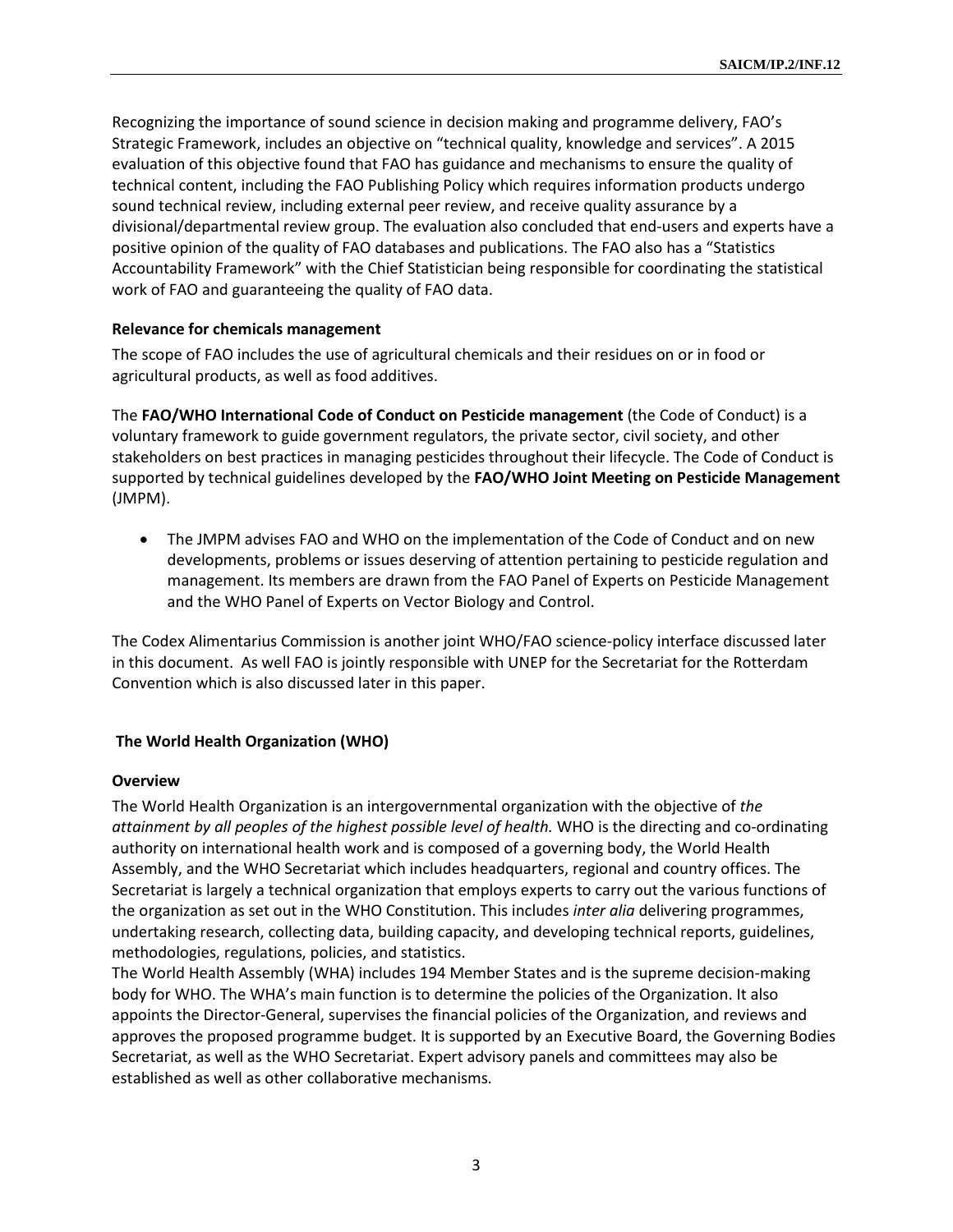Recognizing the importance of sound science in decision making and programme delivery, FAO's Strategic Framework, includes an objective on "technical quality, knowledge and services". A 2015 evaluation of this objective found that FAO has guidance and mechanisms to ensure the quality of technical content, including the FAO Publishing Policy which requires information products undergo sound technical review, including external peer review, and receive quality assurance by a divisional/departmental review group. The evaluation also concluded that end-users and experts have a positive opinion of the quality of FAO databases and publications. The FAO also has a "Statistics Accountability Framework" with the Chief Statistician being responsible for coordinating the statistical work of FAO and guaranteeing the quality of FAO data.

**Relevance for chemicals management**

The scope of FAO includes the use of agricultural chemicals and their residues on or in food or agricultural products, as well as food additives.

The **FAO/WHO International Code of Conduct on Pesticide management** (the Code of Conduct) is a voluntary framework to guide government regulators, the private sector, civil society, and other stakeholders on best practices in managing pesticides throughout their lifecycle. The Code of Conduct is supported by technical guidelines developed by the **FAO/WHO Joint Meeting on Pesticide Management** (JMPM).

- The JMPM advises FAO and WHO on the implementation of the Code of Conduct and on new developments, problems or issues deserving of attention pertaining to pesticide regulation and management. Its members are drawn from the FAO Panel of Experts on Pesticide Management and the WHO Panel of Experts on Vector Biology and Control.

The Codex Alimentarius Commission is another joint WHO/FAO science-policy interface discussed later in this document. As well FAO is jointly responsible with UNEP for the Secretariat for the Rotterdam Convention which is also discussed later in this paper.

### The World Health Organization (WHO)

**Overview**

The World Health Organization is an intergovernmental organization with the objective of *the attainment by all peoples of the highest possible level of health.* WHO is the directing and co-ordinating authority on international health work and is composed of a governing body, the World Health Assembly, and the WHO Secretariat which includes headquarters, regional and country offices. The Secretariat is largely a technical organization that employs experts to carry out the various functions of the organization as set out in the WHO Constitution. This includes *inter alia* delivering programmes, undertaking research, collecting data, building capacity, and developing technical reports, guidelines, methodologies, regulations, policies, and statistics.

The World Health Assembly (WHA) includes 194 Member States and is the supreme decision-making body for WHO. The WHA's main function is to determine the policies of the Organization. It also appoints the Director-General, supervises the financial policies of the Organization, and reviews and approves the proposed programme budget. It is supported by an Executive Board, the Governing Bodies Secretariat, as well as the WHO Secretariat. Expert advisory panels and committees may also be established as well as other collaborative mechanisms.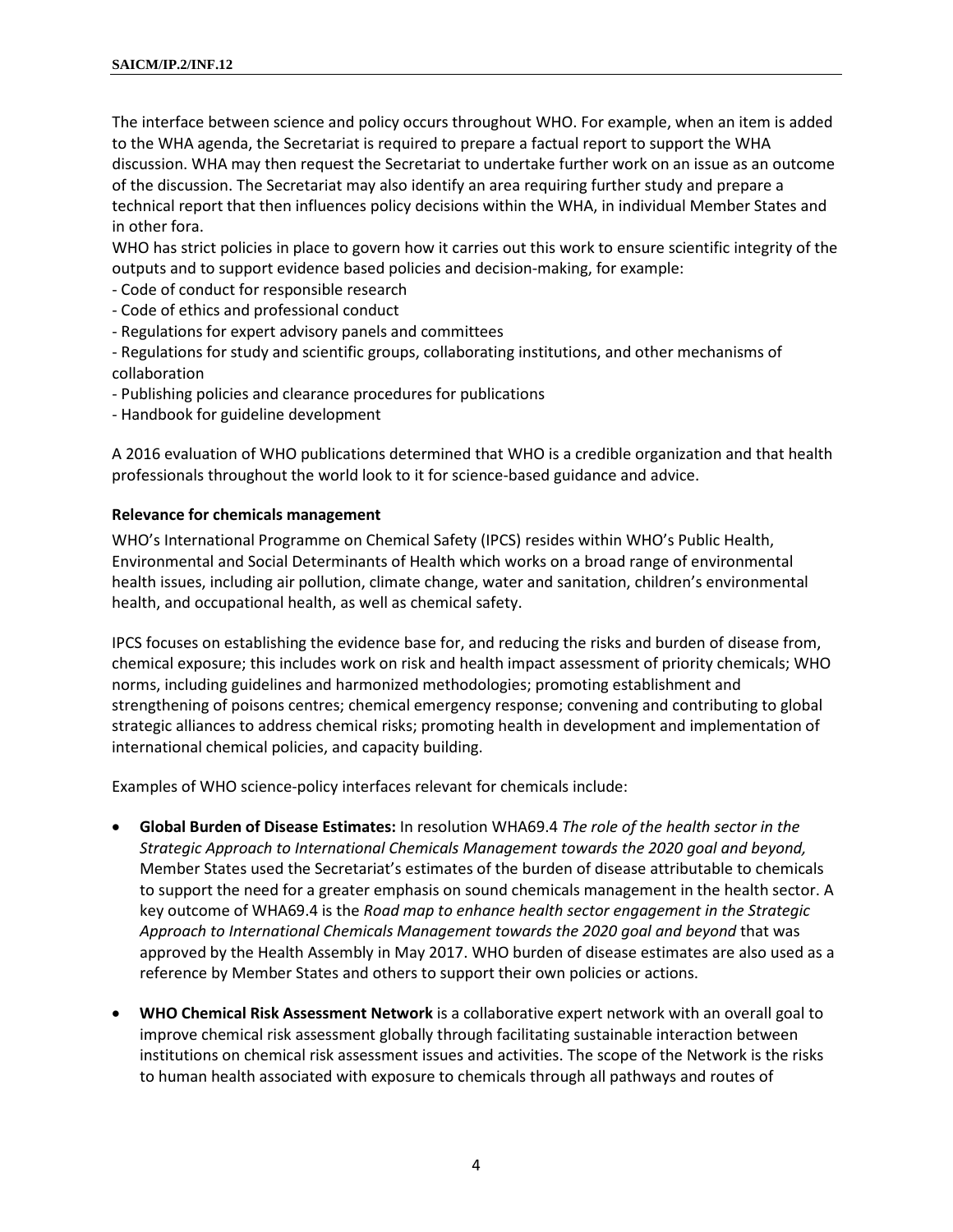The interface between science and policy occurs throughout WHO. For example, when an item is added to the WHA agenda, the Secretariat is required to prepare a factual report to support the WHA discussion. WHA may then request the Secretariat to undertake further work on an issue as an outcome of the discussion. The Secretariat may also identify an area requiring further study and prepare a technical report that then influences policy decisions within the WHA, in individual Member States and in other fora.

WHO has strict policies in place to govern how it carries out this work to ensure scientific integrity of the outputs and to support evidence based policies and decision-making, for example:

- Code of conduct for responsible research
- Code of ethics and professional conduct
- Regulations for expert advisory panels and committees
- Regulations for study and scientific groups, collaborating institutions, and other mechanisms of collaboration
- Publishing policies and clearance procedures for publications
- Handbook for guideline development

A 2016 evaluation of WHO publications determined that WHO is a credible organization and that health professionals throughout the world look to it for science-based guidance and advice.

**Relevance for chemicals management**

WHO's International Programme on Chemical Safety (IPCS) resides within WHO's Public Health, Environmental and Social Determinants of Health which works on a broad range of environmental health issues, including air pollution, climate change, water and sanitation, children's environmental health, and occupational health, as well as chemical safety.

IPCS focuses on establishing the evidence base for, and reducing the risks and burden of disease from, chemical exposure; this includes work on risk and health impact assessment of priority chemicals; WHO norms, including guidelines and harmonized methodologies; promoting establishment and strengthening of poisons centres; chemical emergency response; convening and contributing to global strategic alliances to address chemical risks; promoting health in development and implementation of international chemical policies, and capacity building.

Examples of WHO science-policy interfaces relevant for chemicals include:

- **Global Burden of Disease Estimates:** In resolution WHA69.4 *The role of the health sector in the Strategic Approach to International Chemicals Management towards the 2020 goal and beyond,* Member States used the Secretariat's estimates of the burden of disease attributable to chemicals to support the need for a greater emphasis on sound chemicals management in the health sector. A key outcome of WHA69.4 is the *Road map to enhance health sector engagement in the Strategic Approach to International Chemicals Management towards the 2020 goal and beyond* that was approved by the Health Assembly in May 2017. WHO burden of disease estimates are also used as a reference by Member States and others to support their own policies or actions.
- **WHO Chemical Risk Assessment Network** is a collaborative expert network with an overall goal to improve chemical risk assessment globally through facilitating sustainable interaction between institutions on chemical risk assessment issues and activities. The scope of the Network is the risks to human health associated with exposure to chemicals through all pathways and routes of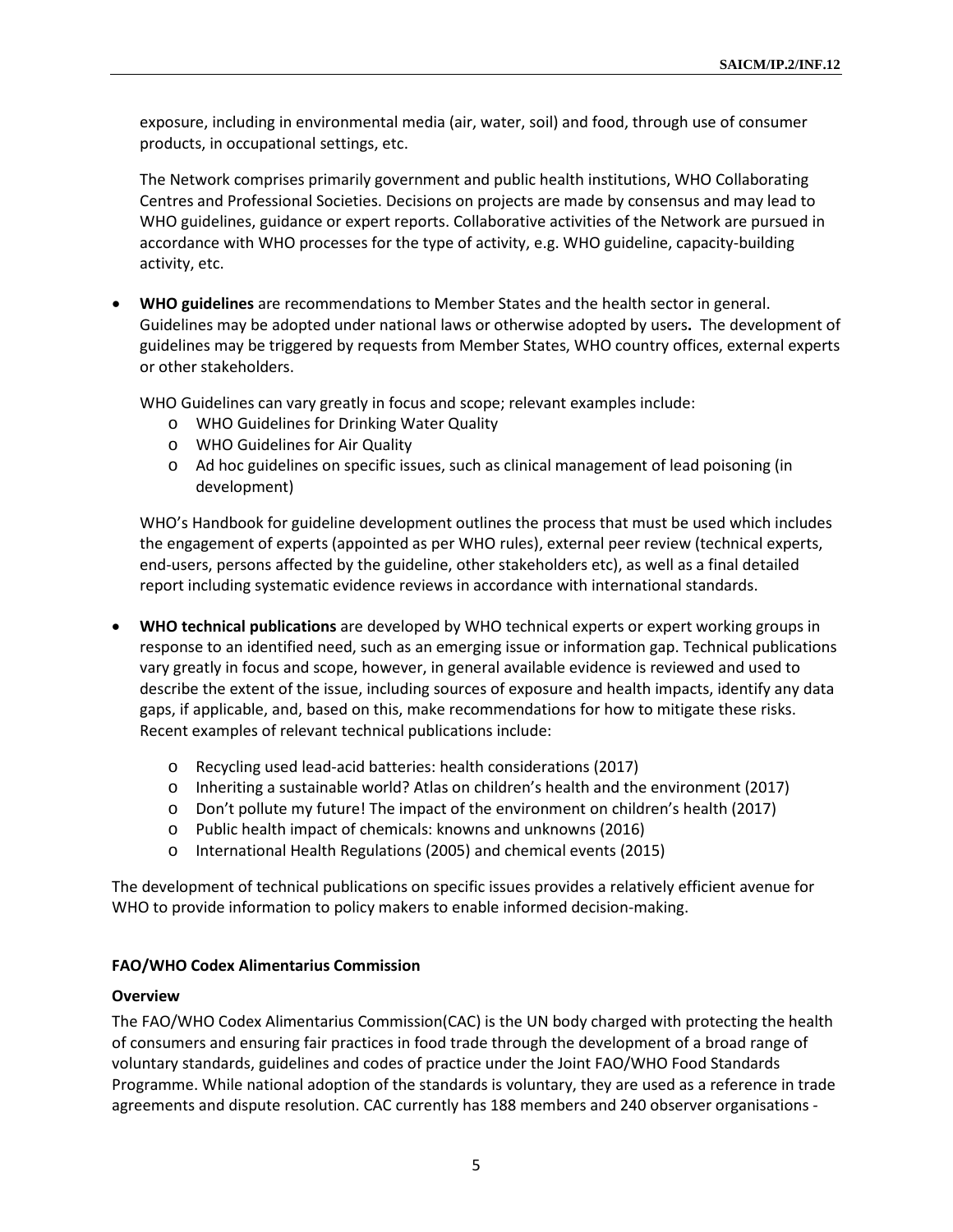exposure, including in environmental media (air, water, soil) and food, through use of consumer products, in occupational settings, etc.

The Network comprises primarily government and public health institutions, WHO Collaborating Centres and Professional Societies. Decisions on projects are made by consensus and may lead to WHO guidelines, guidance or expert reports. Collaborative activities of the Network are pursued in accordance with WHO processes for the type of activity, e.g. WHO guideline, capacity-building activity, etc.

- **WHO guidelines** are recommendations to Member States and the health sector in general. Guidelines may be adopted under national laws or otherwise adopted by users**.** The development of guidelines may be triggered by requests from Member States, WHO country offices, external experts or other stakeholders.

  WHO Guidelines can vary greatly in focus and scope; relevant examples include:
  - WHO Guidelines for Drinking Water Quality
  - WHO Guidelines for Air Quality
  - Ad hoc guidelines on specific issues, such as clinical management of lead poisoning (in development)

  WHO's Handbook for guideline development outlines the process that must be used which includes the engagement of experts (appointed as per WHO rules), external peer review (technical experts, end-users, persons affected by the guideline, other stakeholders etc), as well as a final detailed report including systematic evidence reviews in accordance with international standards.

- **WHO technical publications** are developed by WHO technical experts or expert working groups in response to an identified need, such as an emerging issue or information gap. Technical publications vary greatly in focus and scope, however, in general available evidence is reviewed and used to describe the extent of the issue, including sources of exposure and health impacts, identify any data gaps, if applicable, and, based on this, make recommendations for how to mitigate these risks. Recent examples of relevant technical publications include:
  - Recycling used lead-acid batteries: health considerations (2017)
  - Inheriting a sustainable world? Atlas on children's health and the environment (2017)
  - Don't pollute my future! The impact of the environment on children's health (2017)
  - Public health impact of chemicals: knowns and unknowns (2016)
  - International Health Regulations (2005) and chemical events (2015)

The development of technical publications on specific issues provides a relatively efficient avenue for WHO to provide information to policy makers to enable informed decision-making.

**FAO/WHO Codex Alimentarius Commission**

**Overview**

The FAO/WHO Codex Alimentarius Commission(CAC) is the UN body charged with protecting the health of consumers and ensuring fair practices in food trade through the development of a broad range of voluntary standards, guidelines and codes of practice under the Joint FAO/WHO Food Standards Programme. While national adoption of the standards is voluntary, they are used as a reference in trade agreements and dispute resolution. CAC currently has 188 members and 240 observer organisations -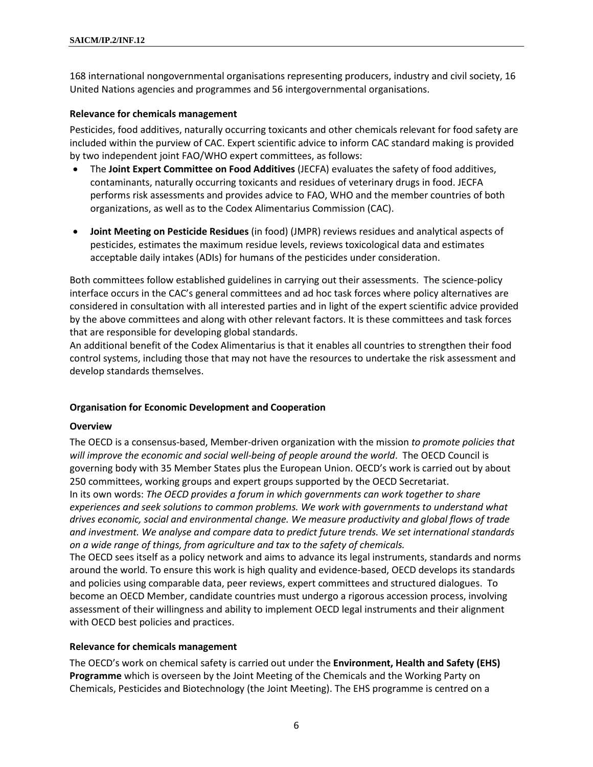168 international nongovernmental organisations representing producers, industry and civil society, 16 United Nations agencies and programmes and 56 intergovernmental organisations.

**Relevance for chemicals management**

Pesticides, food additives, naturally occurring toxicants and other chemicals relevant for food safety are included within the purview of CAC. Expert scientific advice to inform CAC standard making is provided by two independent joint FAO/WHO expert committees, as follows:

- The **Joint Expert Committee on Food Additives** (JECFA) evaluates the safety of food additives, contaminants, naturally occurring toxicants and residues of veterinary drugs in food. JECFA performs risk assessments and provides advice to FAO, WHO and the member countries of both organizations, as well as to the Codex Alimentarius Commission (CAC).
- **Joint Meeting on Pesticide Residues** (in food) (JMPR) reviews residues and analytical aspects of pesticides, estimates the maximum residue levels, reviews toxicological data and estimates acceptable daily intakes (ADIs) for humans of the pesticides under consideration.

Both committees follow established guidelines in carrying out their assessments. The science-policy interface occurs in the CAC's general committees and ad hoc task forces where policy alternatives are considered in consultation with all interested parties and in light of the expert scientific advice provided by the above committees and along with other relevant factors. It is these committees and task forces that are responsible for developing global standards.

An additional benefit of the Codex Alimentarius is that it enables all countries to strengthen their food control systems, including those that may not have the resources to undertake the risk assessment and develop standards themselves.

**Organisation for Economic Development and Cooperation**

**Overview**

The OECD is a consensus-based, Member-driven organization with the mission *to promote policies that will improve the economic and social well-being of people around the world*. The OECD Council is governing body with 35 Member States plus the European Union. OECD's work is carried out by about 250 committees, working groups and expert groups supported by the OECD Secretariat.

In its own words: *The OECD provides a forum in which governments can work together to share experiences and seek solutions to common problems. We work with governments to understand what drives economic, social and environmental change. We measure productivity and global flows of trade and investment. We analyse and compare data to predict future trends. We set international standards on a wide range of things, from agriculture and tax to the safety of chemicals.*

The OECD sees itself as a policy network and aims to advance its legal instruments, standards and norms around the world. To ensure this work is high quality and evidence-based, OECD develops its standards and policies using comparable data, peer reviews, expert committees and structured dialogues. To become an OECD Member, candidate countries must undergo a rigorous accession process, involving assessment of their willingness and ability to implement OECD legal instruments and their alignment with OECD best policies and practices.

**Relevance for chemicals management**

The OECD's work on chemical safety is carried out under the **Environment, Health and Safety (EHS) Programme** which is overseen by the Joint Meeting of the Chemicals and the Working Party on Chemicals, Pesticides and Biotechnology (the Joint Meeting). The EHS programme is centred on a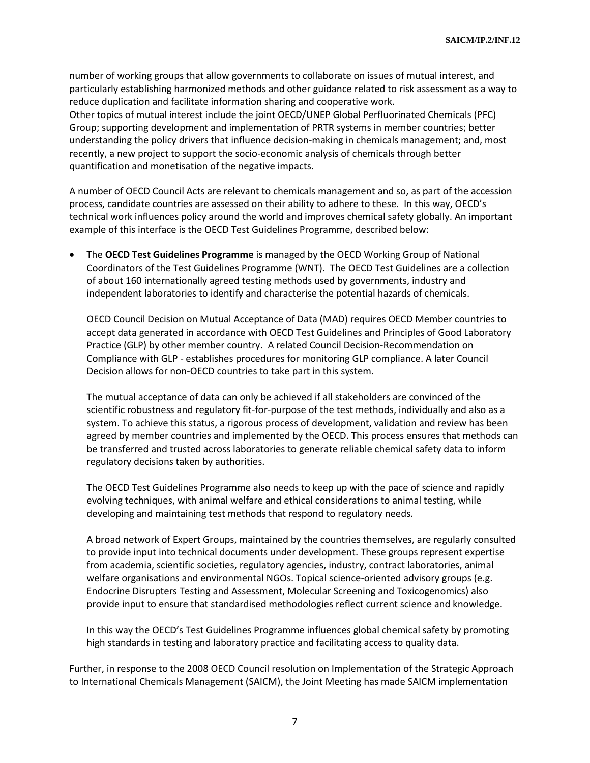number of working groups that allow governments to collaborate on issues of mutual interest, and particularly establishing harmonized methods and other guidance related to risk assessment as a way to reduce duplication and facilitate information sharing and cooperative work.
Other topics of mutual interest include the joint OECD/UNEP Global Perfluorinated Chemicals (PFC) Group; supporting development and implementation of PRTR systems in member countries; better understanding the policy drivers that influence decision-making in chemicals management; and, most recently, a new project to support the socio-economic analysis of chemicals through better quantification and monetisation of the negative impacts.

A number of OECD Council Acts are relevant to chemicals management and so, as part of the accession process, candidate countries are assessed on their ability to adhere to these. In this way, OECD's technical work influences policy around the world and improves chemical safety globally. An important example of this interface is the OECD Test Guidelines Programme, described below:

- The **OECD Test Guidelines Programme** is managed by the OECD Working Group of National Coordinators of the Test Guidelines Programme (WNT). The OECD Test Guidelines are a collection of about 160 internationally agreed testing methods used by governments, industry and independent laboratories to identify and characterise the potential hazards of chemicals.

  OECD Council Decision on Mutual Acceptance of Data (MAD) requires OECD Member countries to accept data generated in accordance with OECD Test Guidelines and Principles of Good Laboratory Practice (GLP) by other member country. A related Council Decision-Recommendation on Compliance with GLP - establishes procedures for monitoring GLP compliance. A later Council Decision allows for non-OECD countries to take part in this system.

  The mutual acceptance of data can only be achieved if all stakeholders are convinced of the scientific robustness and regulatory fit-for-purpose of the test methods, individually and also as a system. To achieve this status, a rigorous process of development, validation and review has been agreed by member countries and implemented by the OECD. This process ensures that methods can be transferred and trusted across laboratories to generate reliable chemical safety data to inform regulatory decisions taken by authorities.

  The OECD Test Guidelines Programme also needs to keep up with the pace of science and rapidly evolving techniques, with animal welfare and ethical considerations to animal testing, while developing and maintaining test methods that respond to regulatory needs.

  A broad network of Expert Groups, maintained by the countries themselves, are regularly consulted to provide input into technical documents under development. These groups represent expertise from academia, scientific societies, regulatory agencies, industry, contract laboratories, animal welfare organisations and environmental NGOs. Topical science-oriented advisory groups (e.g. Endocrine Disrupters Testing and Assessment, Molecular Screening and Toxicogenomics) also provide input to ensure that standardised methodologies reflect current science and knowledge.

  In this way the OECD's Test Guidelines Programme influences global chemical safety by promoting high standards in testing and laboratory practice and facilitating access to quality data.

Further, in response to the 2008 OECD Council resolution on Implementation of the Strategic Approach to International Chemicals Management (SAICM), the Joint Meeting has made SAICM implementation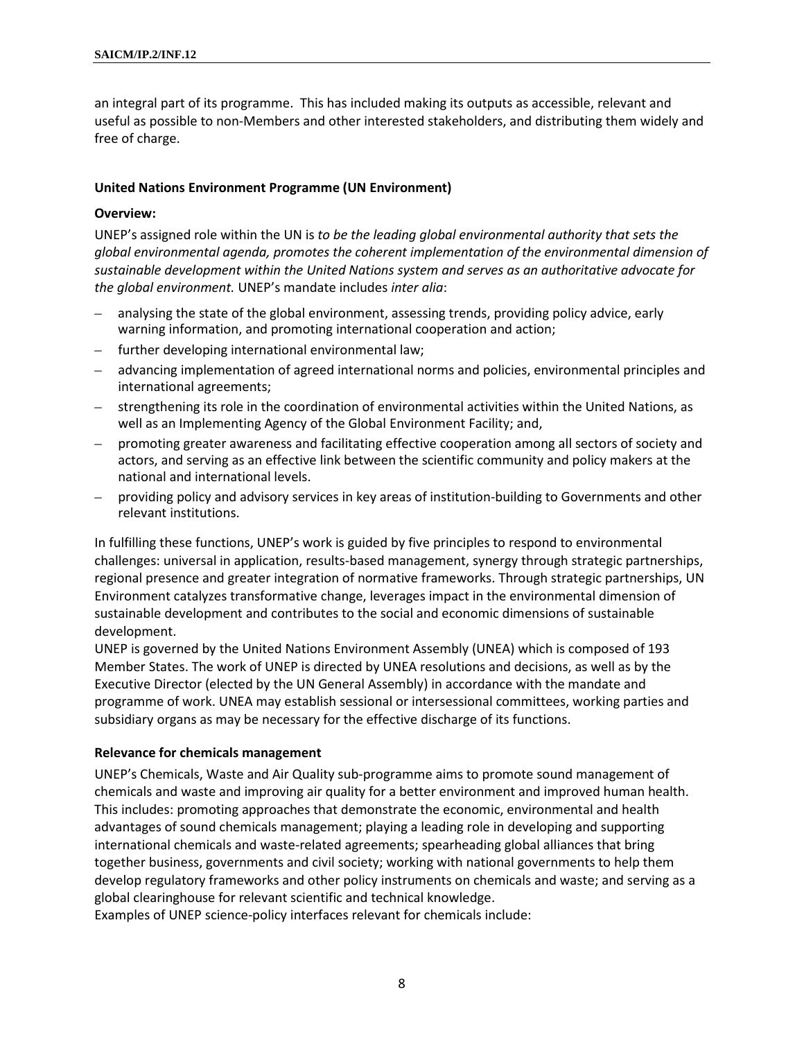an integral part of its programme. This has included making its outputs as accessible, relevant and useful as possible to non-Members and other interested stakeholders, and distributing them widely and free of charge.

**United Nations Environment Programme (UN Environment)**

**Overview:**

UNEP's assigned role within the UN is *to be the leading global environmental authority that sets the global environmental agenda, promotes the coherent implementation of the environmental dimension of sustainable development within the United Nations system and serves as an authoritative advocate for the global environment.* UNEP's mandate includes *inter alia*:

- analysing the state of the global environment, assessing trends, providing policy advice, early warning information, and promoting international cooperation and action;
- further developing international environmental law;
- advancing implementation of agreed international norms and policies, environmental principles and international agreements;
- strengthening its role in the coordination of environmental activities within the United Nations, as well as an Implementing Agency of the Global Environment Facility; and,
- promoting greater awareness and facilitating effective cooperation among all sectors of society and actors, and serving as an effective link between the scientific community and policy makers at the national and international levels.
- providing policy and advisory services in key areas of institution-building to Governments and other relevant institutions.

In fulfilling these functions, UNEP's work is guided by five principles to respond to environmental challenges: universal in application, results-based management, synergy through strategic partnerships, regional presence and greater integration of normative frameworks. Through strategic partnerships, UN Environment catalyzes transformative change, leverages impact in the environmental dimension of sustainable development and contributes to the social and economic dimensions of sustainable development.

UNEP is governed by the United Nations Environment Assembly (UNEA) which is composed of 193 Member States. The work of UNEP is directed by UNEA resolutions and decisions, as well as by the Executive Director (elected by the UN General Assembly) in accordance with the mandate and programme of work. UNEA may establish sessional or intersessional committees, working parties and subsidiary organs as may be necessary for the effective discharge of its functions.

**Relevance for chemicals management**

UNEP's Chemicals, Waste and Air Quality sub-programme aims to promote sound management of chemicals and waste and improving air quality for a better environment and improved human health. This includes: promoting approaches that demonstrate the economic, environmental and health advantages of sound chemicals management; playing a leading role in developing and supporting international chemicals and waste-related agreements; spearheading global alliances that bring together business, governments and civil society; working with national governments to help them develop regulatory frameworks and other policy instruments on chemicals and waste; and serving as a global clearinghouse for relevant scientific and technical knowledge.

Examples of UNEP science-policy interfaces relevant for chemicals include: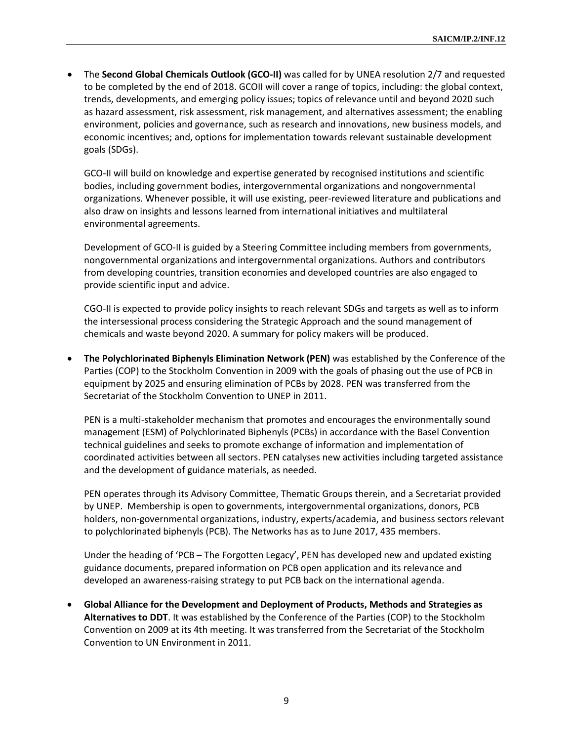- The **Second Global Chemicals Outlook (GCO-II)** was called for by UNEA resolution 2/7 and requested to be completed by the end of 2018. GCOII will cover a range of topics, including: the global context, trends, developments, and emerging policy issues; topics of relevance until and beyond 2020 such as hazard assessment, risk assessment, risk management, and alternatives assessment; the enabling environment, policies and governance, such as research and innovations, new business models, and economic incentives; and, options for implementation towards relevant sustainable development goals (SDGs).

  GCO-II will build on knowledge and expertise generated by recognised institutions and scientific bodies, including government bodies, intergovernmental organizations and nongovernmental organizations. Whenever possible, it will use existing, peer-reviewed literature and publications and also draw on insights and lessons learned from international initiatives and multilateral environmental agreements.

  Development of GCO-II is guided by a Steering Committee including members from governments, nongovernmental organizations and intergovernmental organizations. Authors and contributors from developing countries, transition economies and developed countries are also engaged to provide scientific input and advice.

  CGO-II is expected to provide policy insights to reach relevant SDGs and targets as well as to inform the intersessional process considering the Strategic Approach and the sound management of chemicals and waste beyond 2020. A summary for policy makers will be produced.

- **The Polychlorinated Biphenyls Elimination Network (PEN)** was established by the Conference of the Parties (COP) to the Stockholm Convention in 2009 with the goals of phasing out the use of PCB in equipment by 2025 and ensuring elimination of PCBs by 2028. PEN was transferred from the Secretariat of the Stockholm Convention to UNEP in 2011.

  PEN is a multi-stakeholder mechanism that promotes and encourages the environmentally sound management (ESM) of Polychlorinated Biphenyls (PCBs) in accordance with the Basel Convention technical guidelines and seeks to promote exchange of information and implementation of coordinated activities between all sectors. PEN catalyses new activities including targeted assistance and the development of guidance materials, as needed.

  PEN operates through its Advisory Committee, Thematic Groups therein, and a Secretariat provided by UNEP. Membership is open to governments, intergovernmental organizations, donors, PCB holders, non-governmental organizations, industry, experts/academia, and business sectors relevant to polychlorinated biphenyls (PCB). The Networks has as to June 2017, 435 members.

  Under the heading of 'PCB – The Forgotten Legacy', PEN has developed new and updated existing guidance documents, prepared information on PCB open application and its relevance and developed an awareness-raising strategy to put PCB back on the international agenda.

- **Global Alliance for the Development and Deployment of Products, Methods and Strategies as Alternatives to DDT**. It was established by the Conference of the Parties (COP) to the Stockholm Convention on 2009 at its 4th meeting. It was transferred from the Secretariat of the Stockholm Convention to UN Environment in 2011.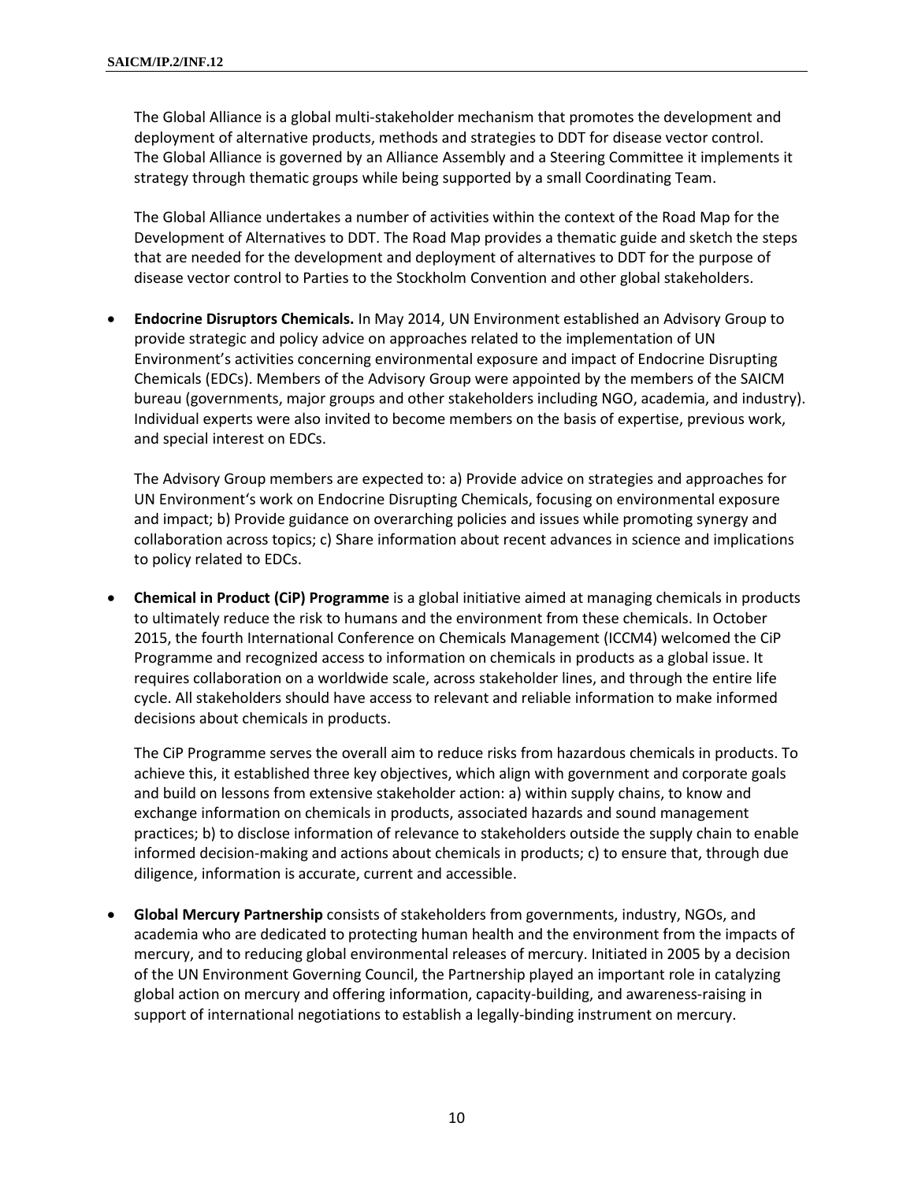The Global Alliance is a global multi-stakeholder mechanism that promotes the development and deployment of alternative products, methods and strategies to DDT for disease vector control. The Global Alliance is governed by an Alliance Assembly and a Steering Committee it implements it strategy through thematic groups while being supported by a small Coordinating Team.

The Global Alliance undertakes a number of activities within the context of the Road Map for the Development of Alternatives to DDT. The Road Map provides a thematic guide and sketch the steps that are needed for the development and deployment of alternatives to DDT for the purpose of disease vector control to Parties to the Stockholm Convention and other global stakeholders.

- **Endocrine Disruptors Chemicals.** In May 2014, UN Environment established an Advisory Group to provide strategic and policy advice on approaches related to the implementation of UN Environment's activities concerning environmental exposure and impact of Endocrine Disrupting Chemicals (EDCs). Members of the Advisory Group were appointed by the members of the SAICM bureau (governments, major groups and other stakeholders including NGO, academia, and industry). Individual experts were also invited to become members on the basis of expertise, previous work, and special interest on EDCs.

  The Advisory Group members are expected to: a) Provide advice on strategies and approaches for UN Environment's work on Endocrine Disrupting Chemicals, focusing on environmental exposure and impact; b) Provide guidance on overarching policies and issues while promoting synergy and collaboration across topics; c) Share information about recent advances in science and implications to policy related to EDCs.

- **Chemical in Product (CiP) Programme** is a global initiative aimed at managing chemicals in products to ultimately reduce the risk to humans and the environment from these chemicals. In October 2015, the fourth International Conference on Chemicals Management (ICCM4) welcomed the CiP Programme and recognized access to information on chemicals in products as a global issue. It requires collaboration on a worldwide scale, across stakeholder lines, and through the entire life cycle. All stakeholders should have access to relevant and reliable information to make informed decisions about chemicals in products.

  The CiP Programme serves the overall aim to reduce risks from hazardous chemicals in products. To achieve this, it established three key objectives, which align with government and corporate goals and build on lessons from extensive stakeholder action: a) within supply chains, to know and exchange information on chemicals in products, associated hazards and sound management practices; b) to disclose information of relevance to stakeholders outside the supply chain to enable informed decision-making and actions about chemicals in products; c) to ensure that, through due diligence, information is accurate, current and accessible.

- **Global Mercury Partnership** consists of stakeholders from governments, industry, NGOs, and academia who are dedicated to protecting human health and the environment from the impacts of mercury, and to reducing global environmental releases of mercury. Initiated in 2005 by a decision of the UN Environment Governing Council, the Partnership played an important role in catalyzing global action on mercury and offering information, capacity-building, and awareness-raising in support of international negotiations to establish a legally-binding instrument on mercury.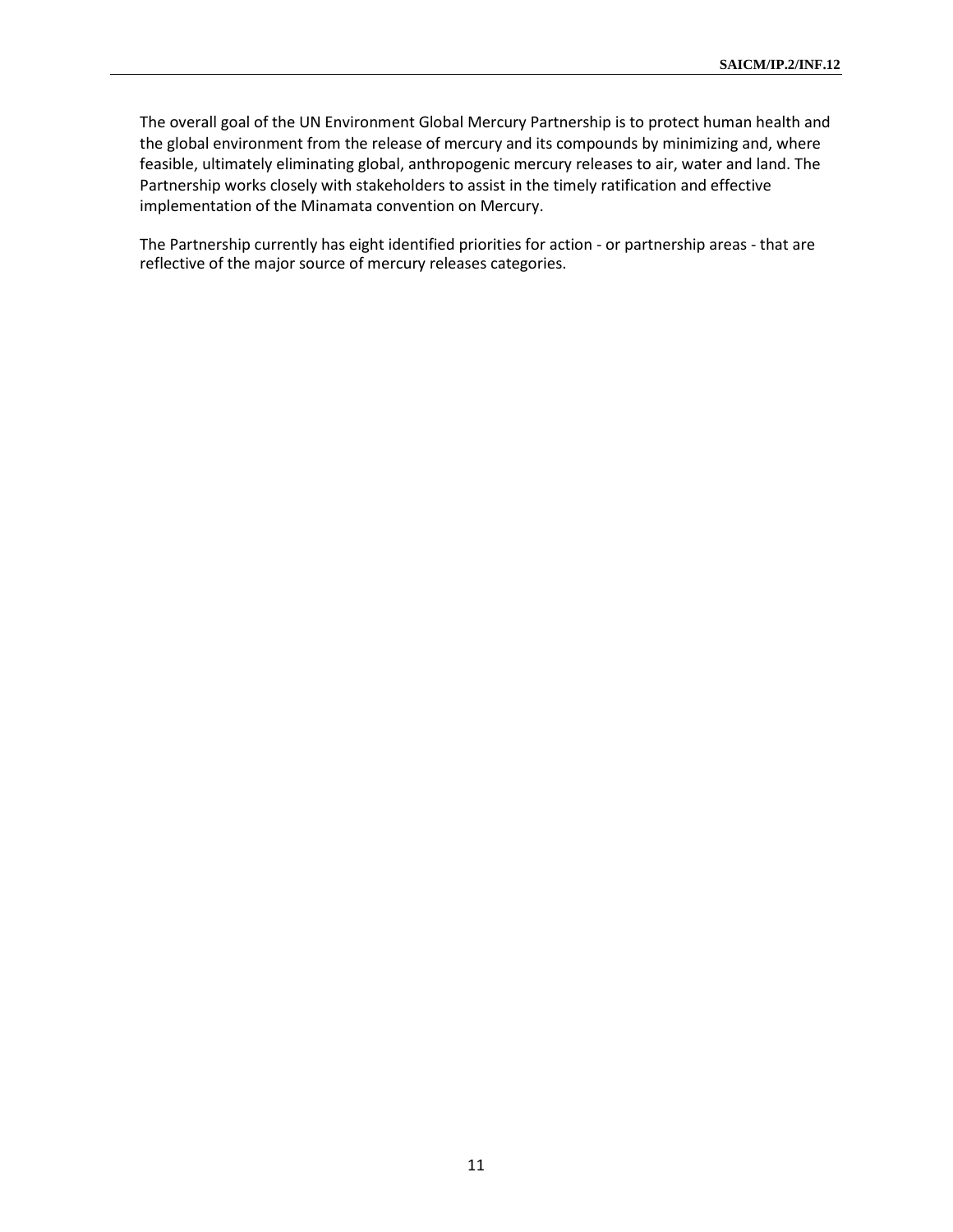The overall goal of the UN Environment Global Mercury Partnership is to protect human health and the global environment from the release of mercury and its compounds by minimizing and, where feasible, ultimately eliminating global, anthropogenic mercury releases to air, water and land. The Partnership works closely with stakeholders to assist in the timely ratification and effective implementation of the Minamata convention on Mercury.

The Partnership currently has eight identified priorities for action - or partnership areas - that are reflective of the major source of mercury releases categories.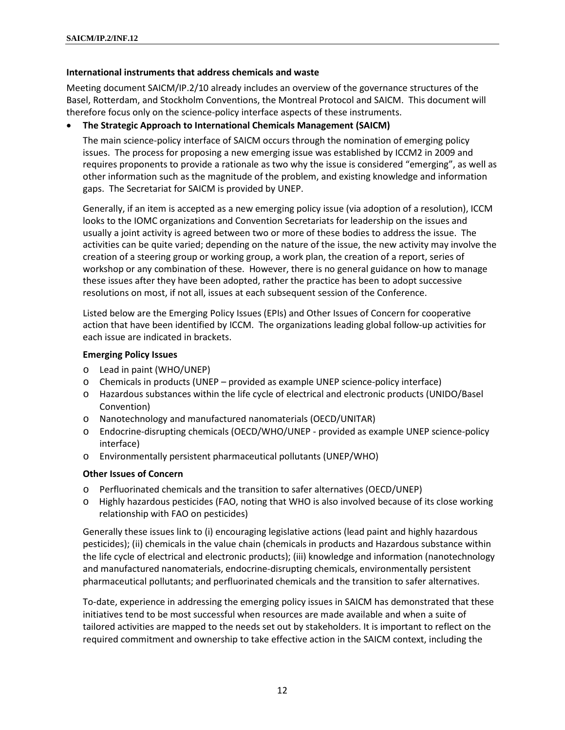### International instruments that address chemicals and waste

Meeting document SAICM/IP.2/10 already includes an overview of the governance structures of the Basel, Rotterdam, and Stockholm Conventions, the Montreal Protocol and SAICM. This document will therefore focus only on the science-policy interface aspects of these instruments.

- **The Strategic Approach to International Chemicals Management (SAICM)**

  The main science-policy interface of SAICM occurs through the nomination of emerging policy issues. The process for proposing a new emerging issue was established by ICCM2 in 2009 and requires proponents to provide a rationale as two why the issue is considered "emerging", as well as other information such as the magnitude of the problem, and existing knowledge and information gaps. The Secretariat for SAICM is provided by UNEP.

  Generally, if an item is accepted as a new emerging policy issue (via adoption of a resolution), ICCM looks to the IOMC organizations and Convention Secretariats for leadership on the issues and usually a joint activity is agreed between two or more of these bodies to address the issue. The activities can be quite varied; depending on the nature of the issue, the new activity may involve the creation of a steering group or working group, a work plan, the creation of a report, series of workshop or any combination of these. However, there is no general guidance on how to manage these issues after they have been adopted, rather the practice has been to adopt successive resolutions on most, if not all, issues at each subsequent session of the Conference.

  Listed below are the Emerging Policy Issues (EPIs) and Other Issues of Concern for cooperative action that have been identified by ICCM. The organizations leading global follow-up activities for each issue are indicated in brackets.

  **Emerging Policy Issues**

  - Lead in paint (WHO/UNEP)
  - Chemicals in products (UNEP – provided as example UNEP science-policy interface)
  - Hazardous substances within the life cycle of electrical and electronic products (UNIDO/Basel Convention)
  - Nanotechnology and manufactured nanomaterials (OECD/UNITAR)
  - Endocrine-disrupting chemicals (OECD/WHO/UNEP - provided as example UNEP science-policy interface)
  - Environmentally persistent pharmaceutical pollutants (UNEP/WHO)

  **Other Issues of Concern**

  - Perfluorinated chemicals and the transition to safer alternatives (OECD/UNEP)
  - Highly hazardous pesticides (FAO, noting that WHO is also involved because of its close working relationship with FAO on pesticides)

  Generally these issues link to (i) encouraging legislative actions (lead paint and highly hazardous pesticides); (ii) chemicals in the value chain (chemicals in products and Hazardous substance within the life cycle of electrical and electronic products); (iii) knowledge and information (nanotechnology and manufactured nanomaterials, endocrine-disrupting chemicals, environmentally persistent pharmaceutical pollutants; and perfluorinated chemicals and the transition to safer alternatives.

  To-date, experience in addressing the emerging policy issues in SAICM has demonstrated that these initiatives tend to be most successful when resources are made available and when a suite of tailored activities are mapped to the needs set out by stakeholders. It is important to reflect on the required commitment and ownership to take effective action in the SAICM context, including the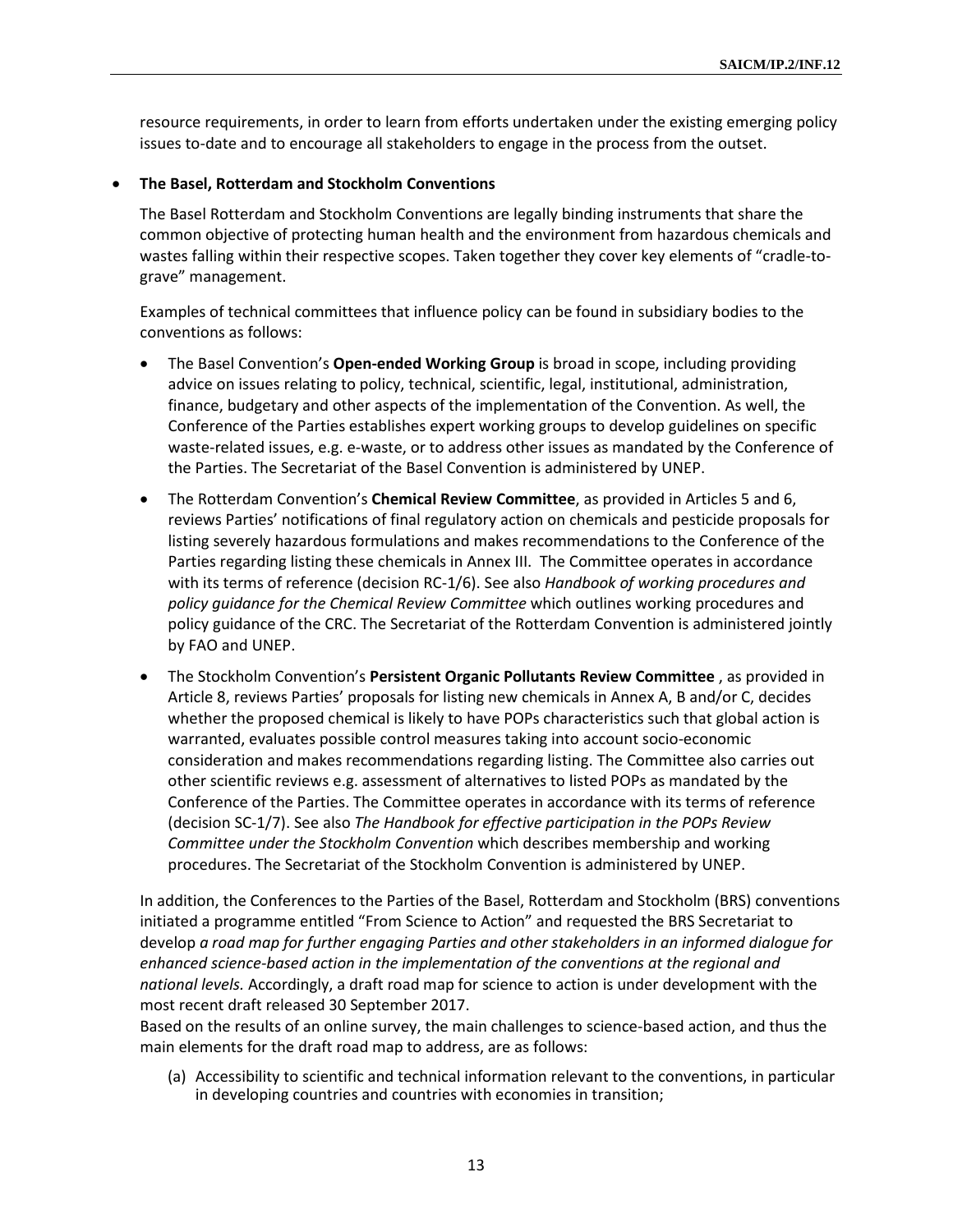resource requirements, in order to learn from efforts undertaken under the existing emerging policy issues to-date and to encourage all stakeholders to engage in the process from the outset.

- **The Basel, Rotterdam and Stockholm Conventions**

  The Basel Rotterdam and Stockholm Conventions are legally binding instruments that share the common objective of protecting human health and the environment from hazardous chemicals and wastes falling within their respective scopes. Taken together they cover key elements of "cradle-to-grave" management.

  Examples of technical committees that influence policy can be found in subsidiary bodies to the conventions as follows:

  - The Basel Convention's **Open-ended Working Group** is broad in scope, including providing advice on issues relating to policy, technical, scientific, legal, institutional, administration, finance, budgetary and other aspects of the implementation of the Convention. As well, the Conference of the Parties establishes expert working groups to develop guidelines on specific waste-related issues, e.g. e-waste, or to address other issues as mandated by the Conference of the Parties. The Secretariat of the Basel Convention is administered by UNEP.
  - The Rotterdam Convention's **Chemical Review Committee**, as provided in Articles 5 and 6, reviews Parties' notifications of final regulatory action on chemicals and pesticide proposals for listing severely hazardous formulations and makes recommendations to the Conference of the Parties regarding listing these chemicals in Annex III. The Committee operates in accordance with its terms of reference (decision RC-1/6). See also *Handbook of working procedures and policy guidance for the Chemical Review Committee* which outlines working procedures and policy guidance of the CRC. The Secretariat of the Rotterdam Convention is administered jointly by FAO and UNEP.
  - The Stockholm Convention's **Persistent Organic Pollutants Review Committee** , as provided in Article 8, reviews Parties' proposals for listing new chemicals in Annex A, B and/or C, decides whether the proposed chemical is likely to have POPs characteristics such that global action is warranted, evaluates possible control measures taking into account socio-economic consideration and makes recommendations regarding listing. The Committee also carries out other scientific reviews e.g. assessment of alternatives to listed POPs as mandated by the Conference of the Parties. The Committee operates in accordance with its terms of reference (decision SC-1/7). See also *The Handbook for effective participation in the POPs Review Committee under the Stockholm Convention* which describes membership and working procedures. The Secretariat of the Stockholm Convention is administered by UNEP.

  In addition, the Conferences to the Parties of the Basel, Rotterdam and Stockholm (BRS) conventions initiated a programme entitled "From Science to Action" and requested the BRS Secretariat to develop *a road map for further engaging Parties and other stakeholders in an informed dialogue for enhanced science-based action in the implementation of the conventions at the regional and national levels.* Accordingly, a draft road map for science to action is under development with the most recent draft released 30 September 2017.

  Based on the results of an online survey, the main challenges to science-based action, and thus the main elements for the draft road map to address, are as follows:

  (a) Accessibility to scientific and technical information relevant to the conventions, in particular in developing countries and countries with economies in transition;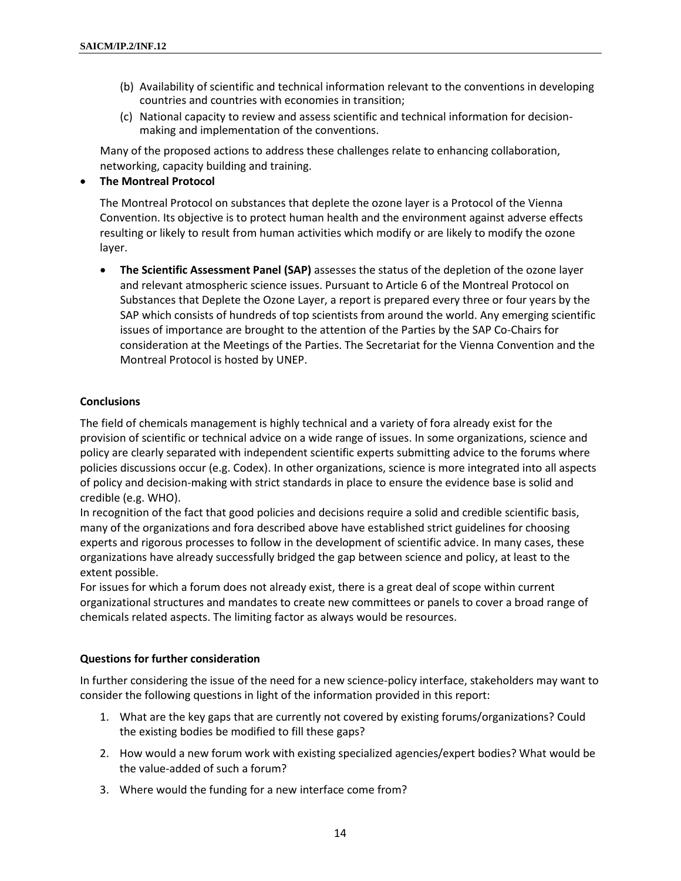(b) Availability of scientific and technical information relevant to the conventions in developing countries and countries with economies in transition;

(c) National capacity to review and assess scientific and technical information for decision-making and implementation of the conventions.

Many of the proposed actions to address these challenges relate to enhancing collaboration, networking, capacity building and training.

- **The Montreal Protocol**

  The Montreal Protocol on substances that deplete the ozone layer is a Protocol of the Vienna Convention. Its objective is to protect human health and the environment against adverse effects resulting or likely to result from human activities which modify or are likely to modify the ozone layer.

  - **The Scientific Assessment Panel (SAP)** assesses the status of the depletion of the ozone layer and relevant atmospheric science issues. Pursuant to Article 6 of the Montreal Protocol on Substances that Deplete the Ozone Layer, a report is prepared every three or four years by the SAP which consists of hundreds of top scientists from around the world. Any emerging scientific issues of importance are brought to the attention of the Parties by the SAP Co-Chairs for consideration at the Meetings of the Parties. The Secretariat for the Vienna Convention and the Montreal Protocol is hosted by UNEP.

**Conclusions**

The field of chemicals management is highly technical and a variety of fora already exist for the provision of scientific or technical advice on a wide range of issues. In some organizations, science and policy are clearly separated with independent scientific experts submitting advice to the forums where policies discussions occur (e.g. Codex). In other organizations, science is more integrated into all aspects of policy and decision-making with strict standards in place to ensure the evidence base is solid and credible (e.g. WHO).

In recognition of the fact that good policies and decisions require a solid and credible scientific basis, many of the organizations and fora described above have established strict guidelines for choosing experts and rigorous processes to follow in the development of scientific advice. In many cases, these organizations have already successfully bridged the gap between science and policy, at least to the extent possible.

For issues for which a forum does not already exist, there is a great deal of scope within current organizational structures and mandates to create new committees or panels to cover a broad range of chemicals related aspects. The limiting factor as always would be resources.

**Questions for further consideration**

In further considering the issue of the need for a new science-policy interface, stakeholders may want to consider the following questions in light of the information provided in this report:

1. What are the key gaps that are currently not covered by existing forums/organizations? Could the existing bodies be modified to fill these gaps?
2. How would a new forum work with existing specialized agencies/expert bodies? What would be the value-added of such a forum?
3. Where would the funding for a new interface come from?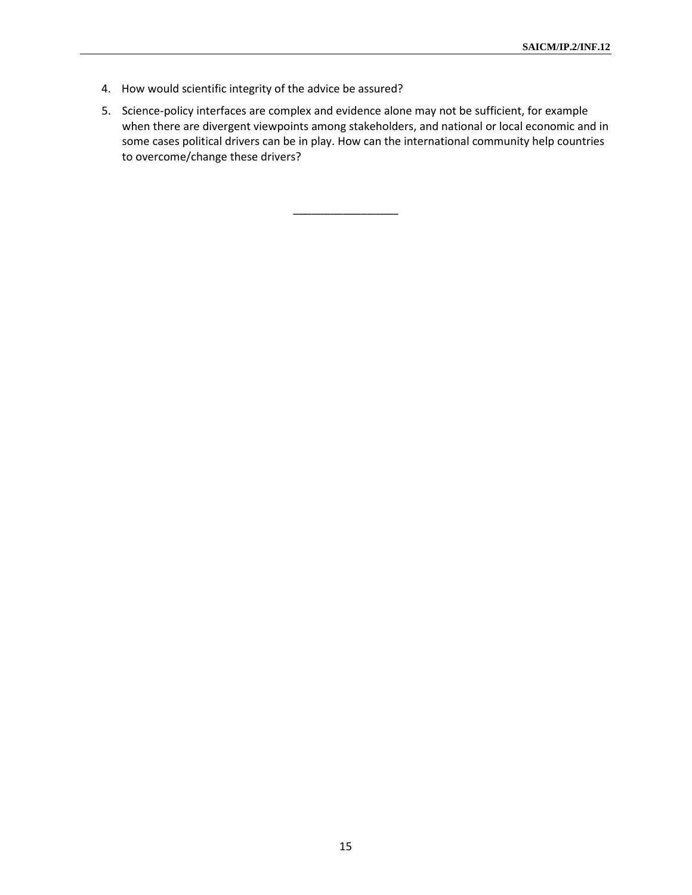4. How would scientific integrity of the advice be assured?
5. Science-policy interfaces are complex and evidence alone may not be sufficient, for example when there are divergent viewpoints among stakeholders, and national or local economic and in some cases political drivers can be in play. How can the international community help countries to overcome/change these drivers?

\_\_\_\_\_\_\_\_\_\_\_\_\_\_\_\_\_\_